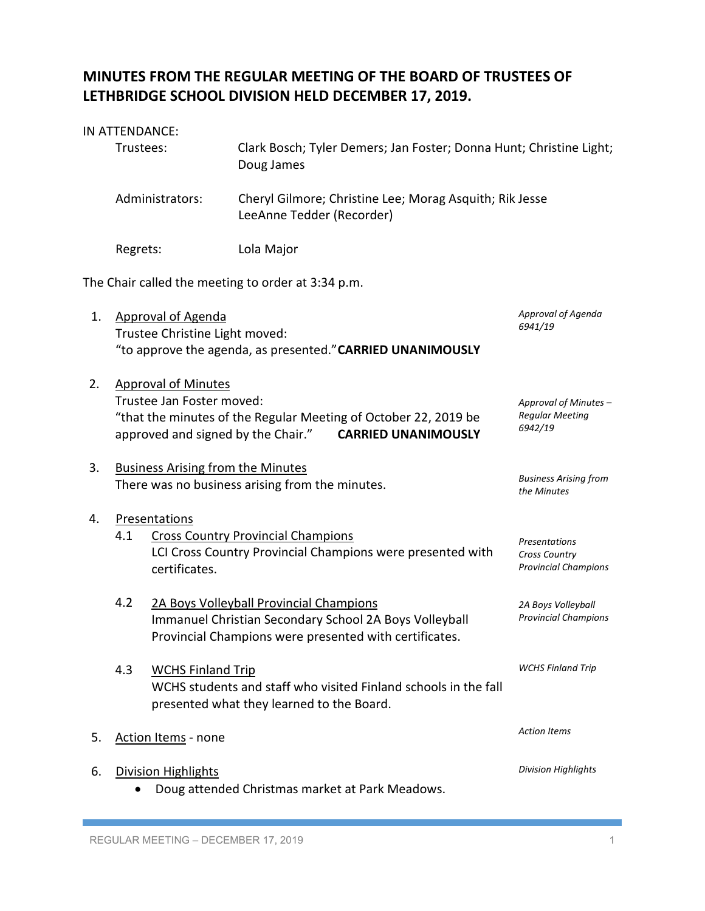# MINUTES FROM THE REGULAR MEETING OF THE BOARD OF TRUSTEES OF LETHBRIDGE SCHOOL DIVISION HELD DECEMBER 17, 2019.

IN ATTENDANCE:

| | |
|---|---|
| Trustees: | Clark Bosch; Tyler Demers; Jan Foster; Donna Hunt; Christine Light; Doug James |
| Administrators: | Cheryl Gilmore; Christine Lee; Morag Asquith; Rik Jesse LeeAnne Tedder (Recorder) |
| Regrets: | Lola Major |

The Chair called the meeting to order at 3:34 p.m.

1. Approval of Agenda
   Trustee Christine Light moved:
   "to approve the agenda, as presented." **CARRIED UNANIMOUSLY**

   *Approval of Agenda 6941/19*

2. Approval of Minutes
   Trustee Jan Foster moved:
   "that the minutes of the Regular Meeting of October 22, 2019 be approved and signed by the Chair." **CARRIED UNANIMOUSLY**

   *Approval of Minutes – Regular Meeting 6942/19*

3. Business Arising from the Minutes
   There was no business arising from the minutes.

   *Business Arising from the Minutes*

4. Presentations
   - 4.1 Cross Country Provincial Champions
     LCI Cross Country Provincial Champions were presented with certificates.

     *Presentations Cross Country Provincial Champions*

   - 4.2 2A Boys Volleyball Provincial Champions
     Immanuel Christian Secondary School 2A Boys Volleyball Provincial Champions were presented with certificates.

     *2A Boys Volleyball Provincial Champions*

   - 4.3 WCHS Finland Trip
     WCHS students and staff who visited Finland schools in the fall presented what they learned to the Board.

     *WCHS Finland Trip*

5. Action Items - none

   *Action Items*

6. Division Highlights

   *Division Highlights*

   - Doug attended Christmas market at Park Meadows.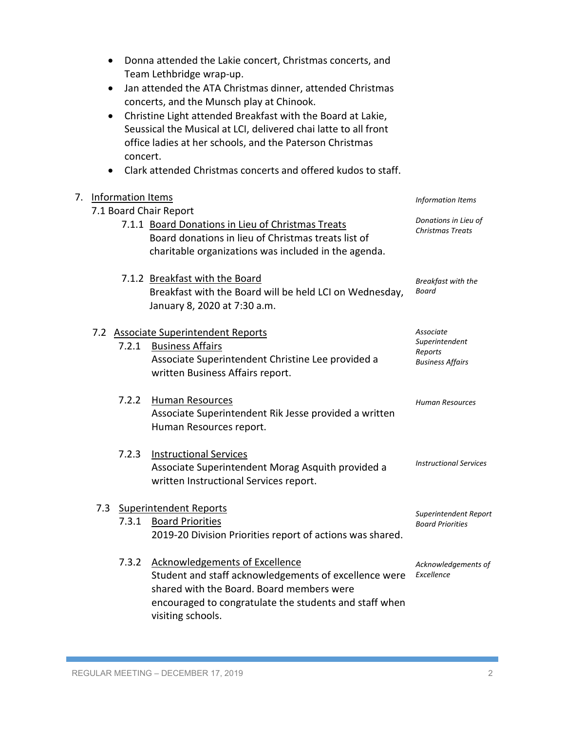- Donna attended the Lakie concert, Christmas concerts, and Team Lethbridge wrap-up.
- Jan attended the ATA Christmas dinner, attended Christmas concerts, and the Munsch play at Chinook.
- Christine Light attended Breakfast with the Board at Lakie, Seussical the Musical at LCI, delivered chai latte to all front office ladies at her schools, and the Paterson Christmas concert.
- Clark attended Christmas concerts and offered kudos to staff.

7. Information Items

*Information Items*

7.1 Board Chair Report

7.1.1 Board Donations in Lieu of Christmas Treats

*Donations in Lieu of Christmas Treats*

Board donations in lieu of Christmas treats list of charitable organizations was included in the agenda.

7.1.2 Breakfast with the Board

*Breakfast with the Board*

Breakfast with the Board will be held LCI on Wednesday, January 8, 2020 at 7:30 a.m.

7.2 Associate Superintendent Reports

*Associate Superintendent Reports*

7.2.1 Business Affairs

*Business Affairs*

Associate Superintendent Christine Lee provided a written Business Affairs report.

7.2.2 Human Resources

*Human Resources*

Associate Superintendent Rik Jesse provided a written Human Resources report.

7.2.3 Instructional Services

*Instructional Services*

Associate Superintendent Morag Asquith provided a written Instructional Services report.

7.3 Superintendent Reports

*Superintendent Report*

7.3.1 Board Priorities

*Board Priorities*

2019-20 Division Priorities report of actions was shared.

7.3.2 Acknowledgements of Excellence

*Acknowledgements of Excellence*

Student and staff acknowledgements of excellence were shared with the Board. Board members were encouraged to congratulate the students and staff when visiting schools.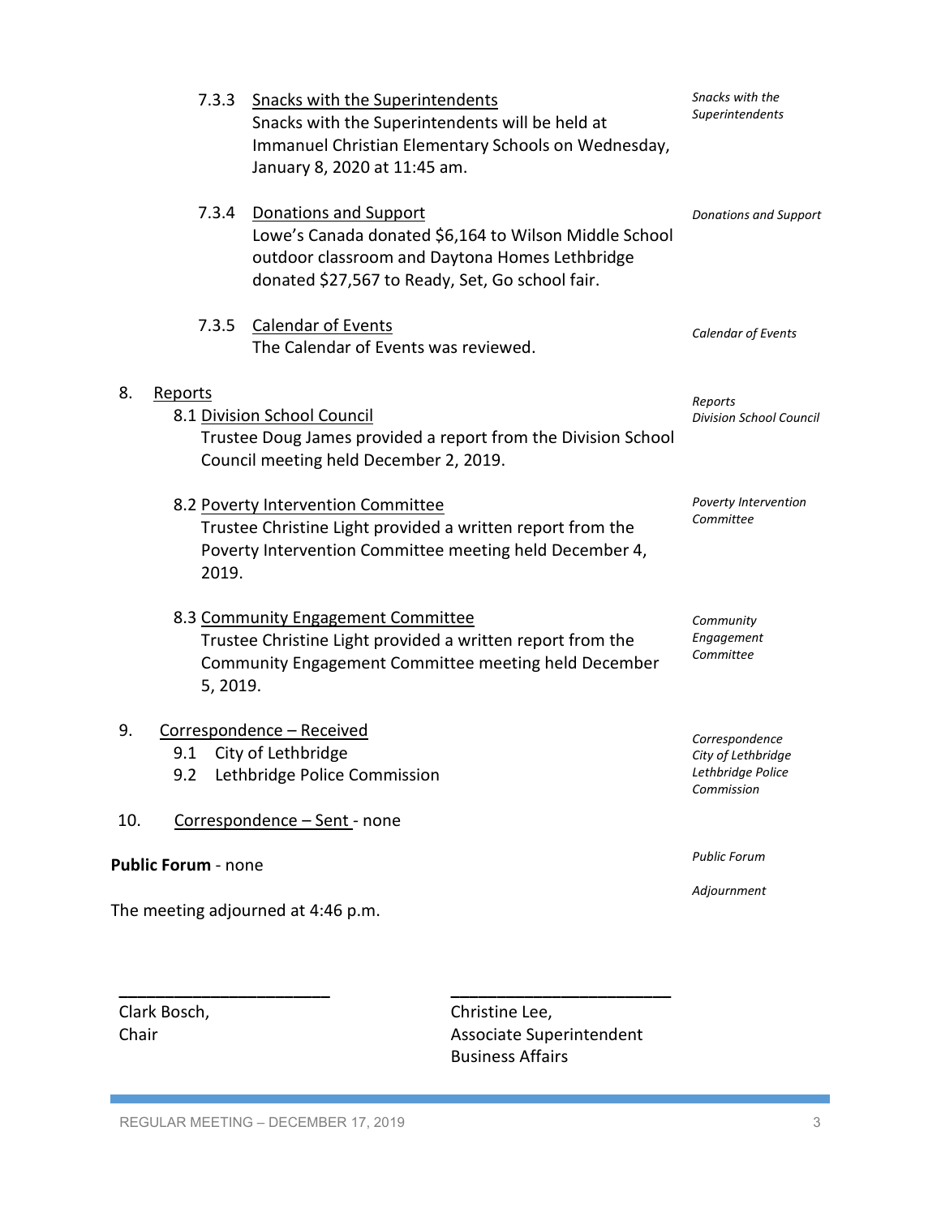7.3.3 Snacks with the Superintendents

*Snacks with the Superintendents*

Snacks with the Superintendents will be held at Immanuel Christian Elementary Schools on Wednesday, January 8, 2020 at 11:45 am.

7.3.4 Donations and Support

*Donations and Support*

Lowe's Canada donated $6,164 to Wilson Middle School outdoor classroom and Daytona Homes Lethbridge donated $27,567 to Ready, Set, Go school fair.

7.3.5 Calendar of Events

*Calendar of Events*

The Calendar of Events was reviewed.

8. Reports

*Reports*

8.1 Division School Council

*Division School Council*

Trustee Doug James provided a report from the Division School Council meeting held December 2, 2019.

8.2 Poverty Intervention Committee

*Poverty Intervention Committee*

Trustee Christine Light provided a written report from the Poverty Intervention Committee meeting held December 4, 2019.

8.3 Community Engagement Committee

*Community Engagement Committee*

Trustee Christine Light provided a written report from the Community Engagement Committee meeting held December 5, 2019.

9. Correspondence – Received

*Correspondence*
*City of Lethbridge*
*Lethbridge Police Commission*

9.1 City of Lethbridge
9.2 Lethbridge Police Commission

10. Correspondence – Sent - none

**Public Forum** - none

*Public Forum*

*Adjournment*

The meeting adjourned at 4:46 p.m.

______________________
Clark Bosch,
Chair

______________________
Christine Lee,
Associate Superintendent
Business Affairs